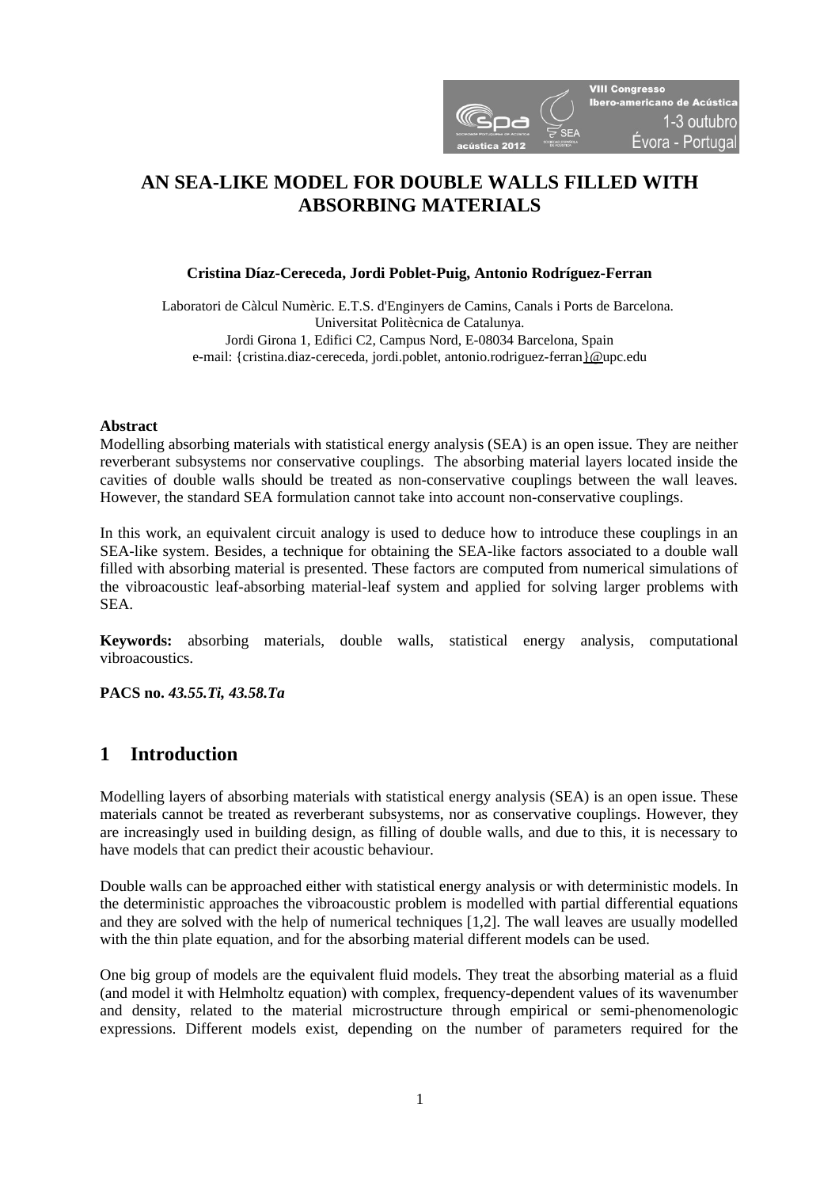# AN SEA-LIKE MODEL FOR DOUBLE WALLS FILLED WITH ABSORBING MATERIALS

**Cristina Díaz-Cereceda, Jordi Poblet-Puig, Antonio Rodríguez-Ferran**

Laboratori de Càlcul Numèric. E.T.S. d'Enginyers de Camins, Canals i Ports de Barcelona.
Universitat Politècnica de Catalunya.
Jordi Girona 1, Edifici C2, Campus Nord, E-08034 Barcelona, Spain
e-mail: {cristina.diaz-cereceda, jordi.poblet, antonio.rodriguez-ferran}@upc.edu

**Abstract**

Modelling absorbing materials with statistical energy analysis (SEA) is an open issue. They are neither reverberant subsystems nor conservative couplings. The absorbing material layers located inside the cavities of double walls should be treated as non-conservative couplings between the wall leaves. However, the standard SEA formulation cannot take into account non-conservative couplings.

In this work, an equivalent circuit analogy is used to deduce how to introduce these couplings in an SEA-like system. Besides, a technique for obtaining the SEA-like factors associated to a double wall filled with absorbing material is presented. These factors are computed from numerical simulations of the vibroacoustic leaf-absorbing material-leaf system and applied for solving larger problems with SEA.

**Keywords:** absorbing materials, double walls, statistical energy analysis, computational vibroacoustics.

**PACS no.** *43.55.Ti, 43.58.Ta*

## 1 Introduction

Modelling layers of absorbing materials with statistical energy analysis (SEA) is an open issue. These materials cannot be treated as reverberant subsystems, nor as conservative couplings. However, they are increasingly used in building design, as filling of double walls, and due to this, it is necessary to have models that can predict their acoustic behaviour.

Double walls can be approached either with statistical energy analysis or with deterministic models. In the deterministic approaches the vibroacoustic problem is modelled with partial differential equations and they are solved with the help of numerical techniques [1,2]. The wall leaves are usually modelled with the thin plate equation, and for the absorbing material different models can be used.

One big group of models are the equivalent fluid models. They treat the absorbing material as a fluid (and model it with Helmholtz equation) with complex, frequency-dependent values of its wavenumber and density, related to the material microstructure through empirical or semi-phenomenologic expressions. Different models exist, depending on the number of parameters required for the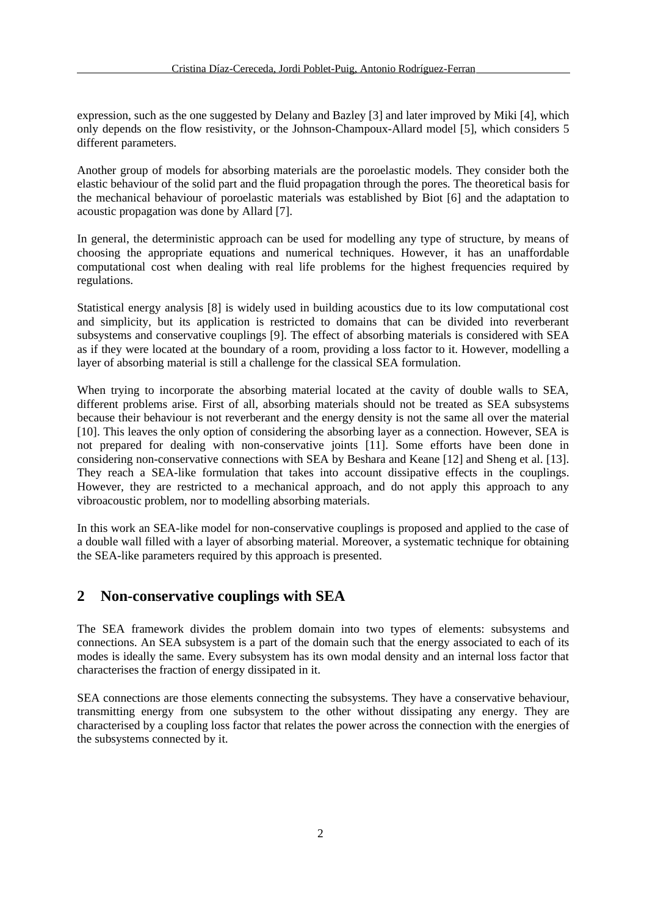expression, such as the one suggested by Delany and Bazley [3] and later improved by Miki [4], which only depends on the flow resistivity, or the Johnson-Champoux-Allard model [5], which considers 5 different parameters.

Another group of models for absorbing materials are the poroelastic models. They consider both the elastic behaviour of the solid part and the fluid propagation through the pores. The theoretical basis for the mechanical behaviour of poroelastic materials was established by Biot [6] and the adaptation to acoustic propagation was done by Allard [7].

In general, the deterministic approach can be used for modelling any type of structure, by means of choosing the appropriate equations and numerical techniques. However, it has an unaffordable computational cost when dealing with real life problems for the highest frequencies required by regulations.

Statistical energy analysis [8] is widely used in building acoustics due to its low computational cost and simplicity, but its application is restricted to domains that can be divided into reverberant subsystems and conservative couplings [9]. The effect of absorbing materials is considered with SEA as if they were located at the boundary of a room, providing a loss factor to it. However, modelling a layer of absorbing material is still a challenge for the classical SEA formulation.

When trying to incorporate the absorbing material located at the cavity of double walls to SEA, different problems arise. First of all, absorbing materials should not be treated as SEA subsystems because their behaviour is not reverberant and the energy density is not the same all over the material [10]. This leaves the only option of considering the absorbing layer as a connection. However, SEA is not prepared for dealing with non-conservative joints [11]. Some efforts have been done in considering non-conservative connections with SEA by Beshara and Keane [12] and Sheng et al. [13]. They reach a SEA-like formulation that takes into account dissipative effects in the couplings. However, they are restricted to a mechanical approach, and do not apply this approach to any vibroacoustic problem, nor to modelling absorbing materials.

In this work an SEA-like model for non-conservative couplings is proposed and applied to the case of a double wall filled with a layer of absorbing material. Moreover, a systematic technique for obtaining the SEA-like parameters required by this approach is presented.

## 2 Non-conservative couplings with SEA

The SEA framework divides the problem domain into two types of elements: subsystems and connections. An SEA subsystem is a part of the domain such that the energy associated to each of its modes is ideally the same. Every subsystem has its own modal density and an internal loss factor that characterises the fraction of energy dissipated in it.

SEA connections are those elements connecting the subsystems. They have a conservative behaviour, transmitting energy from one subsystem to the other without dissipating any energy. They are characterised by a coupling loss factor that relates the power across the connection with the energies of the subsystems connected by it.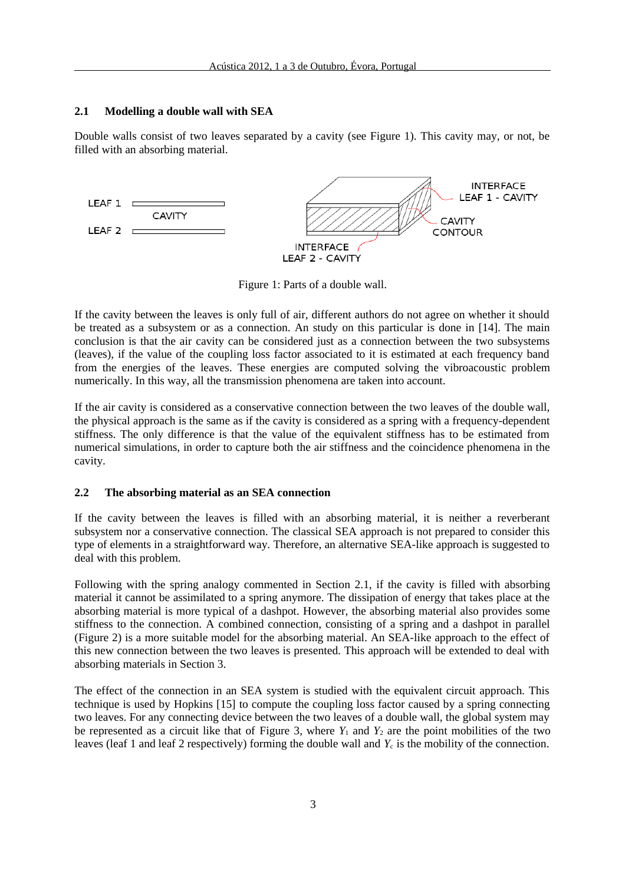### 2.1 Modelling a double wall with SEA

Double walls consist of two leaves separated by a cavity (see Figure 1). This cavity may, or not, be filled with an absorbing material.

Figure 1: Parts of a double wall.

If the cavity between the leaves is only full of air, different authors do not agree on whether it should be treated as a subsystem or as a connection. An study on this particular is done in [14]. The main conclusion is that the air cavity can be considered just as a connection between the two subsystems (leaves), if the value of the coupling loss factor associated to it is estimated at each frequency band from the energies of the leaves. These energies are computed solving the vibroacoustic problem numerically. In this way, all the transmission phenomena are taken into account.

If the air cavity is considered as a conservative connection between the two leaves of the double wall, the physical approach is the same as if the cavity is considered as a spring with a frequency-dependent stiffness. The only difference is that the value of the equivalent stiffness has to be estimated from numerical simulations, in order to capture both the air stiffness and the coincidence phenomena in the cavity.

### 2.2 The absorbing material as an SEA connection

If the cavity between the leaves is filled with an absorbing material, it is neither a reverberant subsystem nor a conservative connection. The classical SEA approach is not prepared to consider this type of elements in a straightforward way. Therefore, an alternative SEA-like approach is suggested to deal with this problem.

Following with the spring analogy commented in Section 2.1, if the cavity is filled with absorbing material it cannot be assimilated to a spring anymore. The dissipation of energy that takes place at the absorbing material is more typical of a dashpot. However, the absorbing material also provides some stiffness to the connection. A combined connection, consisting of a spring and a dashpot in parallel (Figure 2) is a more suitable model for the absorbing material. An SEA-like approach to the effect of this new connection between the two leaves is presented. This approach will be extended to deal with absorbing materials in Section 3.

The effect of the connection in an SEA system is studied with the equivalent circuit approach. This technique is used by Hopkins [15] to compute the coupling loss factor caused by a spring connecting two leaves. For any connecting device between the two leaves of a double wall, the global system may be represented as a circuit like that of Figure 3, where $Y_1$ and $Y_2$ are the point mobilities of the two leaves (leaf 1 and leaf 2 respectively) forming the double wall and $Y_c$ is the mobility of the connection.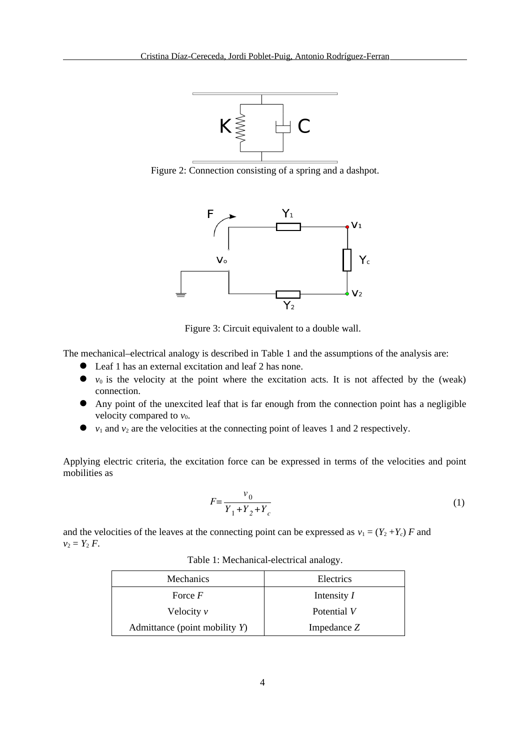Figure 2: Connection consisting of a spring and a dashpot.

Figure 3: Circuit equivalent to a double wall.

The mechanical–electrical analogy is described in Table 1 and the assumptions of the analysis are:

- Leaf 1 has an external excitation and leaf 2 has none.
- $v_0$ is the velocity at the point where the excitation acts. It is not affected by the (weak) connection.
- Any point of the unexcited leaf that is far enough from the connection point has a negligible velocity compared to $v_0$.
- $v_1$ and $v_2$ are the velocities at the connecting point of leaves 1 and 2 respectively.

Applying electric criteria, the excitation force can be expressed in terms of the velocities and point mobilities as

$$F = \frac{v_0}{Y_1 + Y_2 + Y_c} \tag{1}$$

and the velocities of the leaves at the connecting point can be expressed as $v_1 = (Y_2 + Y_c)\, F$ and $v_2 = Y_2\, F$.

Table 1: Mechanical-electrical analogy.

| Mechanics | Electrics |
|---|---|
| Force $F$ | Intensity $I$ |
| Velocity $v$ | Potential $V$ |
| Admittance (point mobility $Y$) | Impedance $Z$ |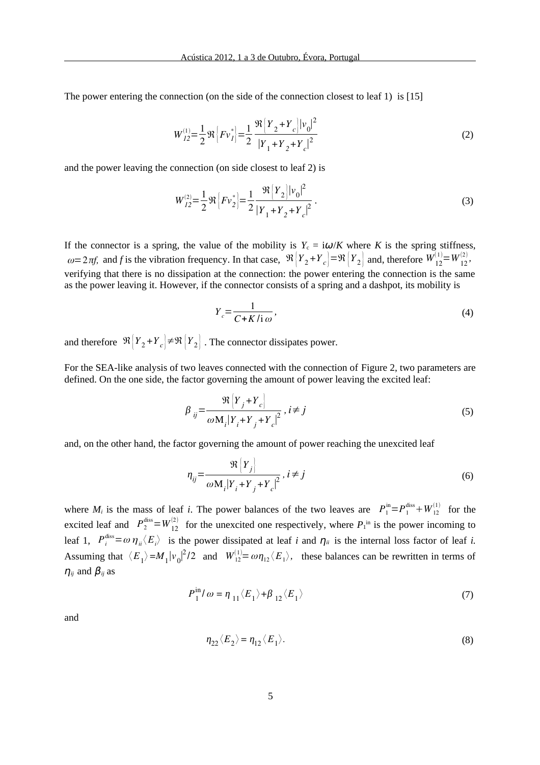The power entering the connection (on the side of the connection closest to leaf 1) is [15]

$$W_{12}^{(1)} = \frac{1}{2}\Re\left\{Fv_1^*\right\} = \frac{1}{2}\frac{\Re\left\{Y_2+Y_c\right\}|v_0|^2}{|Y_1+Y_2+Y_c|^2} \tag{2}$$

and the power leaving the connection (on side closest to leaf 2) is

$$W_{12}^{(2)} = \frac{1}{2}\Re\left\{Fv_2^*\right\} = \frac{1}{2}\frac{\Re\left\{Y_2\right\}|v_0|^2}{|Y_1+Y_2+Y_c|^2}\,. \tag{3}$$

If the connector is a spring, the value of the mobility is $Y_c = \mathrm{i}\omega/K$ where $K$ is the spring stiffness, $\omega = 2\pi f$, and $f$ is the vibration frequency. In that case, $\Re\left\{Y_2+Y_c\right\} = \Re\left\{Y_2\right\}$ and, therefore $W_{12}^{(1)} = W_{12}^{(2)}$, verifying that there is no dissipation at the connection: the power entering the connection is the same as the power leaving it. However, if the connector consists of a spring and a dashpot, its mobility is

$$Y_c = \frac{1}{C+K/\mathrm{i}\,\omega}\,, \tag{4}$$

and therefore $\Re\left\{Y_2+Y_c\right\} \neq \Re\left\{Y_2\right\}$. The connector dissipates power.

For the SEA-like analysis of two leaves connected with the connection of Figure 2, two parameters are defined. On the one side, the factor governing the amount of power leaving the excited leaf:

$$\beta_{ij} = \frac{\Re\left\{Y_j+Y_c\right\}}{\omega \mathrm{M}_i |Y_i+Y_j+Y_c|^2}\,,\; i \neq j \tag{5}$$

and, on the other hand, the factor governing the amount of power reaching the unexcited leaf

$$\eta_{ij} = \frac{\Re\left\{Y_j\right\}}{\omega \mathrm{M}_i |Y_i+Y_j+Y_c|^2}\,,\; i \neq j \tag{6}$$

where $M_i$ is the mass of leaf $i$. The power balances of the two leaves are $P_1^{\mathrm{in}} = P_1^{\mathrm{diss}} + W_{12}^{(1)}$ for the excited leaf and $P_2^{\mathrm{diss}} = W_{12}^{(2)}$ for the unexcited one respectively, where $P_1^{\mathrm{in}}$ is the power incoming to leaf 1, $P_i^{\mathrm{diss}} = \omega\,\eta_{ii}\langle E_i\rangle$ is the power dissipated at leaf $i$ and $\eta_{ii}$ is the internal loss factor of leaf $i$. Assuming that $\langle E_1\rangle = M_1|v_0|^2/2$ and $W_{12}^{(1)} = \omega\eta_{12}\langle E_1\rangle$, these balances can be rewritten in terms of $\eta_{ij}$ and $\beta_{ij}$ as

$$P_1^{\mathrm{in}}/\,\omega = \eta_{11}\langle E_1\rangle + \beta_{12}\langle E_1\rangle \tag{7}$$

and

$$\eta_{22}\langle E_2\rangle = \eta_{12}\langle E_1\rangle. \tag{8}$$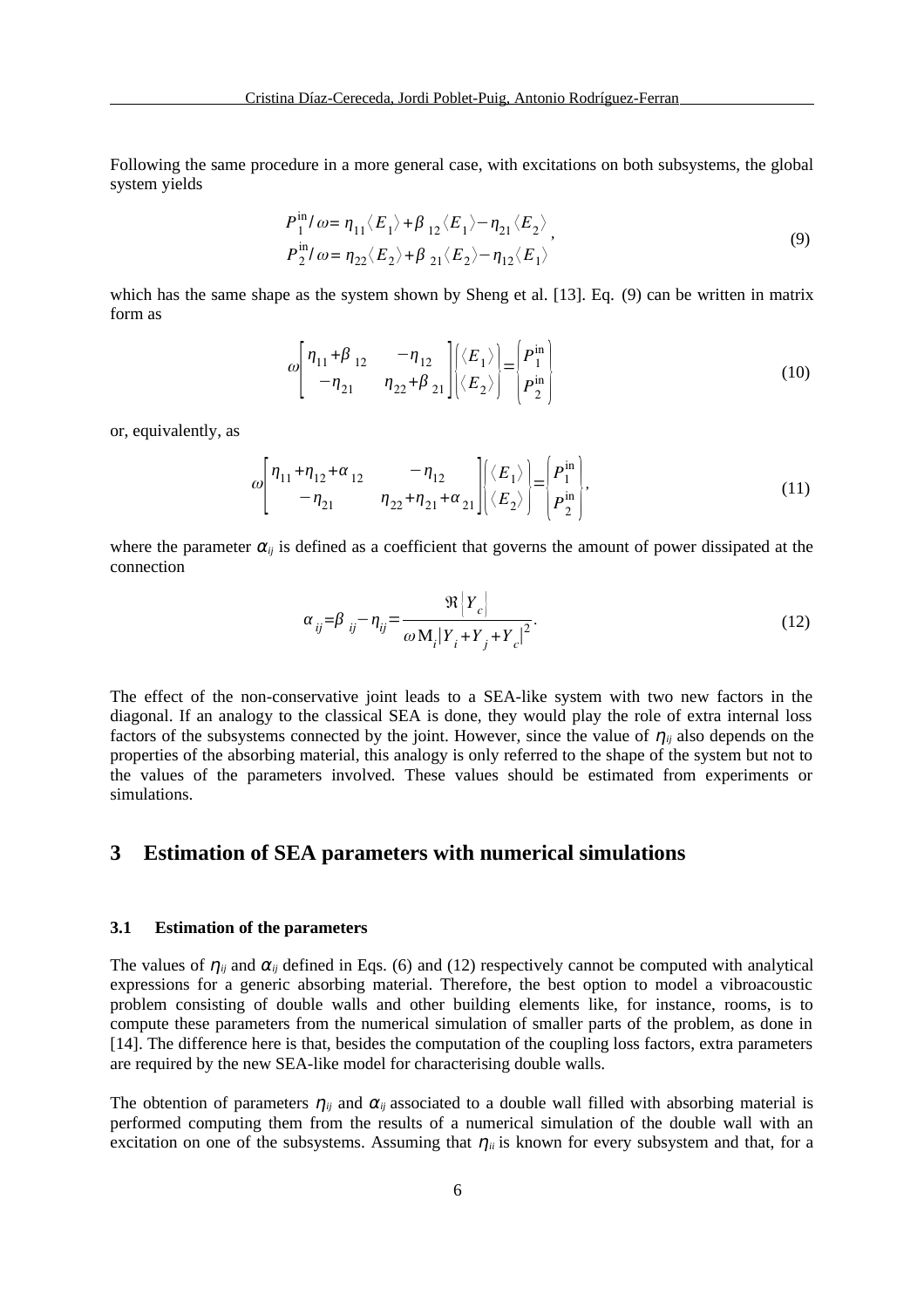Following the same procedure in a more general case, with excitations on both subsystems, the global system yields

$$
\begin{aligned}
P_1^{\text{in}}/\omega &= \eta_{11}\langle E_1\rangle + \beta_{12}\langle E_1\rangle - \eta_{21}\langle E_2\rangle \\
P_2^{\text{in}}/\omega &= \eta_{22}\langle E_2\rangle + \beta_{21}\langle E_2\rangle - \eta_{12}\langle E_1\rangle
\end{aligned}, \tag{9}
$$

which has the same shape as the system shown by Sheng et al. [13]. Eq. (9) can be written in matrix form as

$$
\omega\begin{bmatrix} \eta_{11}+\beta_{12} & -\eta_{12} \\ -\eta_{21} & \eta_{22}+\beta_{21} \end{bmatrix}\begin{Bmatrix} \langle E_1\rangle \\ \langle E_2\rangle \end{Bmatrix} = \begin{Bmatrix} P_1^{\text{in}} \\ P_2^{\text{in}} \end{Bmatrix} \tag{10}
$$

or, equivalently, as

$$
\omega\begin{bmatrix} \eta_{11}+\eta_{12}+\alpha_{12} & -\eta_{12} \\ -\eta_{21} & \eta_{22}+\eta_{21}+\alpha_{21} \end{bmatrix}\begin{Bmatrix} \langle E_1\rangle \\ \langle E_2\rangle \end{Bmatrix} = \begin{Bmatrix} P_1^{\text{in}} \\ P_2^{\text{in}} \end{Bmatrix}, \tag{11}
$$

where the parameter $\alpha_{ij}$ is defined as a coefficient that governs the amount of power dissipated at the connection

$$
\alpha_{ij} = \beta_{ij} - \eta_{ij} = \frac{\Re\{Y_c\}}{\omega \mathrm{M}_i |Y_i + Y_j + Y_c|^2}. \tag{12}
$$

The effect of the non-conservative joint leads to a SEA-like system with two new factors in the diagonal. If an analogy to the classical SEA is done, they would play the role of extra internal loss factors of the subsystems connected by the joint. However, since the value of $\eta_{ij}$ also depends on the properties of the absorbing material, this analogy is only referred to the shape of the system but not to the values of the parameters involved. These values should be estimated from experiments or simulations.

## 3 Estimation of SEA parameters with numerical simulations

### 3.1 Estimation of the parameters

The values of $\eta_{ij}$ and $\alpha_{ij}$ defined in Eqs. (6) and (12) respectively cannot be computed with analytical expressions for a generic absorbing material. Therefore, the best option to model a vibroacoustic problem consisting of double walls and other building elements like, for instance, rooms, is to compute these parameters from the numerical simulation of smaller parts of the problem, as done in [14]. The difference here is that, besides the computation of the coupling loss factors, extra parameters are required by the new SEA-like model for characterising double walls.

The obtention of parameters $\eta_{ij}$ and $\alpha_{ij}$ associated to a double wall filled with absorbing material is performed computing them from the results of a numerical simulation of the double wall with an excitation on one of the subsystems. Assuming that $\eta_{ii}$ is known for every subsystem and that, for a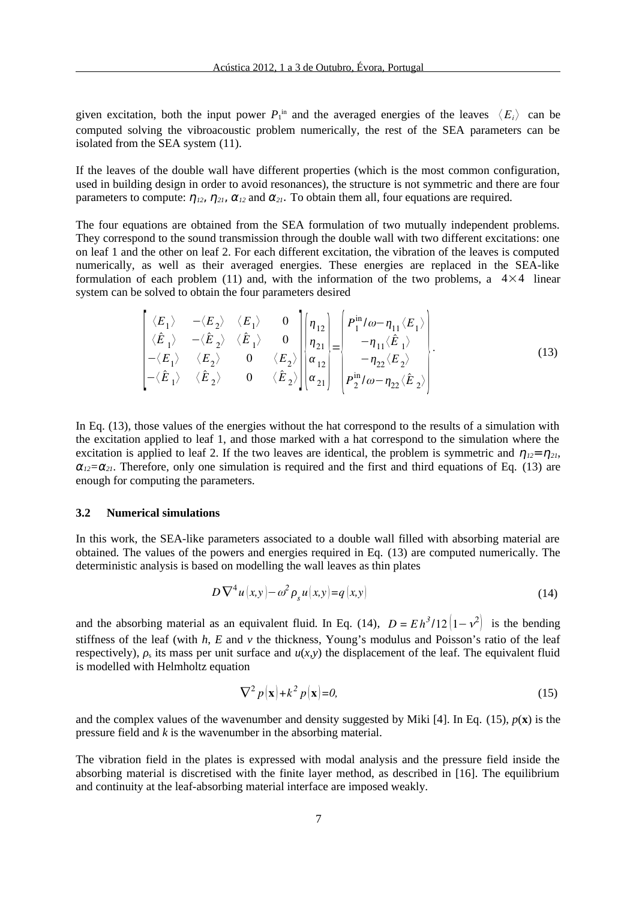given excitation, both the input power $P_1^{\text{in}}$ and the averaged energies of the leaves $\langle E_i \rangle$ can be computed solving the vibroacoustic problem numerically, the rest of the SEA parameters can be isolated from the SEA system (11).

If the leaves of the double wall have different properties (which is the most common configuration, used in building design in order to avoid resonances), the structure is not symmetric and there are four parameters to compute: $\eta_{12}$, $\eta_{21}$, $\alpha_{12}$ and $\alpha_{21}$. To obtain them all, four equations are required.

The four equations are obtained from the SEA formulation of two mutually independent problems. They correspond to the sound transmission through the double wall with two different excitations: one on leaf 1 and the other on leaf 2. For each different excitation, the vibration of the leaves is computed numerically, as well as their averaged energies. These energies are replaced in the SEA-like formulation of each problem (11) and, with the information of the two problems, a $4 \times 4$ linear system can be solved to obtain the four parameters desired

$$
\begin{bmatrix}
\langle E_1 \rangle & -\langle E_2 \rangle & \langle E_1 \rangle & 0 \\
\langle \hat{E}_1 \rangle & -\langle \hat{E}_2 \rangle & \langle \hat{E}_1 \rangle & 0 \\
-\langle E_1 \rangle & \langle E_2 \rangle & 0 & \langle E_2 \rangle \\
-\langle \hat{E}_1 \rangle & \langle \hat{E}_2 \rangle & 0 & \langle \hat{E}_2 \rangle
\end{bmatrix}
\begin{pmatrix}
\eta_{12} \\ \eta_{21} \\ \alpha_{12} \\ \alpha_{21}
\end{pmatrix}
=
\begin{pmatrix}
P_1^{\text{in}}/\omega - \eta_{11} \langle E_1 \rangle \\
-\eta_{11} \langle \hat{E}_1 \rangle \\
-\eta_{22} \langle E_2 \rangle \\
P_2^{\text{in}}/\omega - \eta_{22} \langle \hat{E}_2 \rangle
\end{pmatrix}. \tag{13}
$$

In Eq. (13), those values of the energies without the hat correspond to the results of a simulation with the excitation applied to leaf 1, and those marked with a hat correspond to the simulation where the excitation is applied to leaf 2. If the two leaves are identical, the problem is symmetric and $\eta_{12}=\eta_{21}$, $\alpha_{12}=\alpha_{21}$. Therefore, only one simulation is required and the first and third equations of Eq. (13) are enough for computing the parameters.

### 3.2 Numerical simulations

In this work, the SEA-like parameters associated to a double wall filled with absorbing material are obtained. The values of the powers and energies required in Eq. (13) are computed numerically. The deterministic analysis is based on modelling the wall leaves as thin plates

$$
D \nabla^4 u(x,y) - \omega^2 \rho_s u(x,y) = q(x,y) \tag{14}
$$

and the absorbing material as an equivalent fluid. In Eq. (14), $D = E h^3 / 12 \left(1 - \nu^2\right)$ is the bending stiffness of the leaf (with $h$, $E$ and $\nu$ the thickness, Young's modulus and Poisson's ratio of the leaf respectively), $\rho_s$ its mass per unit surface and $u(x,y)$ the displacement of the leaf. The equivalent fluid is modelled with Helmholtz equation

$$
\nabla^2 p(\mathbf{x}) + k^2 p(\mathbf{x}) = 0, \tag{15}
$$

and the complex values of the wavenumber and density suggested by Miki [4]. In Eq. (15), $p(\mathbf{x})$ is the pressure field and $k$ is the wavenumber in the absorbing material.

The vibration field in the plates is expressed with modal analysis and the pressure field inside the absorbing material is discretised with the finite layer method, as described in [16]. The equilibrium and continuity at the leaf-absorbing material interface are imposed weakly.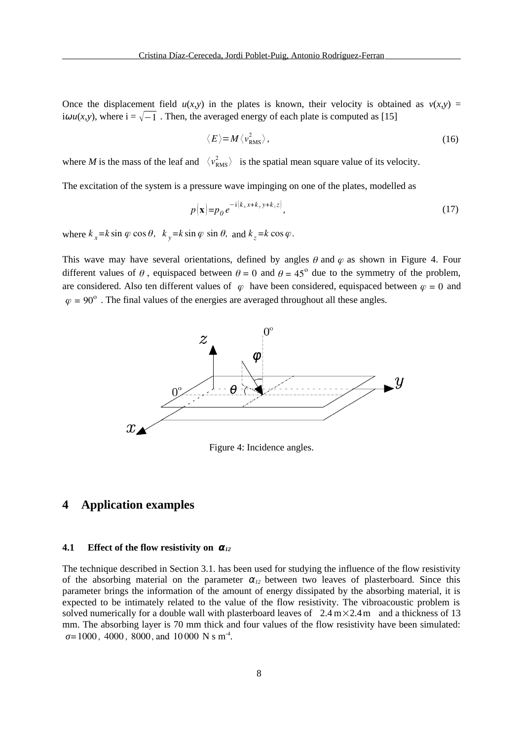Once the displacement field $u(x,y)$ in the plates is known, their velocity is obtained as $v(x,y) = \mathrm{i}\omega u(x,y)$, where $\mathrm{i} = \sqrt{-1}$ . Then, the averaged energy of each plate is computed as [15]

$$\langle E \rangle = M \langle v_{\mathrm{RMS}}^2 \rangle , \tag{16}$$

where $M$ is the mass of the leaf and $\langle v_{\mathrm{RMS}}^2 \rangle$ is the spatial mean square value of its velocity.

The excitation of the system is a pressure wave impinging on one of the plates, modelled as

$$p(\mathbf{x}) = p_0 \, e^{-\mathrm{i}(k_x x + k_y y + k_z z)} , \tag{17}$$

where $k_x = k \sin \varphi \cos \theta$, $k_y = k \sin \varphi \sin \theta$, and $k_z = k \cos \varphi$.

This wave may have several orientations, defined by angles $\theta$ and $\varphi$ as shown in Figure 4. Four different values of $\theta$, equispaced between $\theta = 0$ and $\theta = 45^{\mathrm{o}}$ due to the symmetry of the problem, are considered. Also ten different values of $\varphi$ have been considered, equispaced between $\varphi = 0$ and $\varphi = 90^{\mathrm{o}}$ . The final values of the energies are averaged throughout all these angles.

Figure 4: Incidence angles.

## 4 Application examples

### 4.1 Effect of the flow resistivity on $\alpha_{12}$

The technique described in Section 3.1. has been used for studying the influence of the flow resistivity of the absorbing material on the parameter $\alpha_{12}$ between two leaves of plasterboard. Since this parameter brings the information of the amount of energy dissipated by the absorbing material, it is expected to be intimately related to the value of the flow resistivity. The vibroacoustic problem is solved numerically for a double wall with plasterboard leaves of $2.4\,\mathrm{m} \times 2.4\,\mathrm{m}$ and a thickness of 13 mm. The absorbing layer is 70 mm thick and four values of the flow resistivity have been simulated: $\sigma = 1000$, $4000$, $8000$, and $10\,000$ N s m$^{-4}$.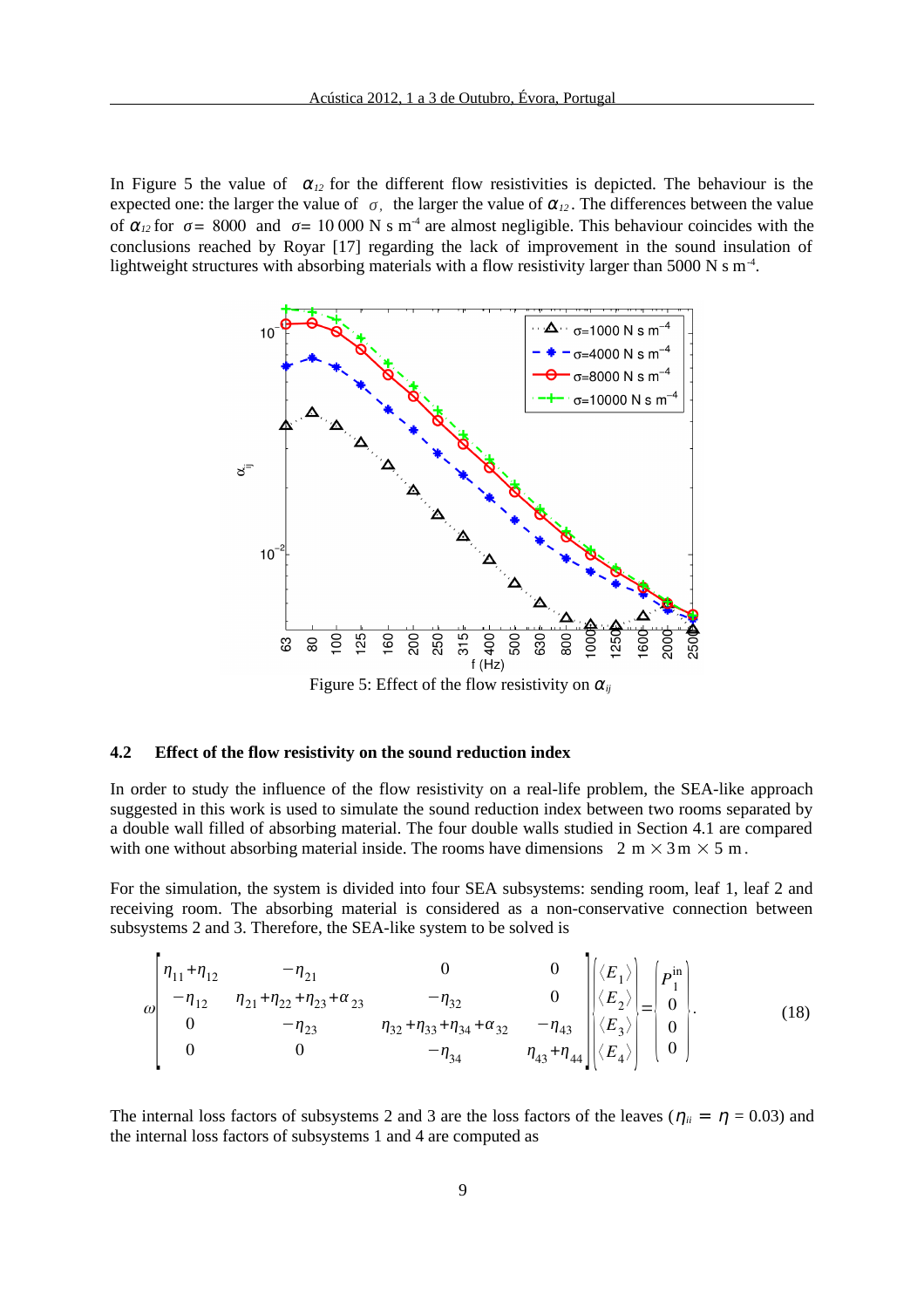In Figure 5 the value of $\alpha_{12}$ for the different flow resistivities is depicted. The behaviour is the expected one: the larger the value of $\sigma$, the larger the value of $\alpha_{12}$. The differences between the value of $\alpha_{12}$ for $\sigma = 8000$ and $\sigma = 10\,000$ N s m$^{-4}$ are almost negligible. This behaviour coincides with the conclusions reached by Royar [17] regarding the lack of improvement in the sound insulation of lightweight structures with absorbing materials with a flow resistivity larger than 5000 N s m$^{-4}$.

Figure 5: Effect of the flow resistivity on $\alpha_{ij}$

### 4.2 Effect of the flow resistivity on the sound reduction index

In order to study the influence of the flow resistivity on a real-life problem, the SEA-like approach suggested in this work is used to simulate the sound reduction index between two rooms separated by a double wall filled of absorbing material. The four double walls studied in Section 4.1 are compared with one without absorbing material inside. The rooms have dimensions $2\text{ m} \times 3\text{ m} \times 5\text{ m}$.

For the simulation, the system is divided into four SEA subsystems: sending room, leaf 1, leaf 2 and receiving room. The absorbing material is considered as a non-conservative connection between subsystems 2 and 3. Therefore, the SEA-like system to be solved is

$$\omega \begin{bmatrix} \eta_{11}+\eta_{12} & -\eta_{21} & 0 & 0 \\ -\eta_{12} & \eta_{21}+\eta_{22}+\eta_{23}+\alpha_{23} & -\eta_{32} & 0 \\ 0 & -\eta_{23} & \eta_{32}+\eta_{33}+\eta_{34}+\alpha_{32} & -\eta_{43} \\ 0 & 0 & -\eta_{34} & \eta_{43}+\eta_{44} \end{bmatrix} \begin{Bmatrix} \langle E_1 \rangle \\ \langle E_2 \rangle \\ \langle E_3 \rangle \\ \langle E_4 \rangle \end{Bmatrix} = \begin{Bmatrix} P_1^{\text{in}} \\ 0 \\ 0 \\ 0 \end{Bmatrix}. \tag{18}$$

The internal loss factors of subsystems 2 and 3 are the loss factors of the leaves ($\eta_{ii} = \eta = 0.03$) and the internal loss factors of subsystems 1 and 4 are computed as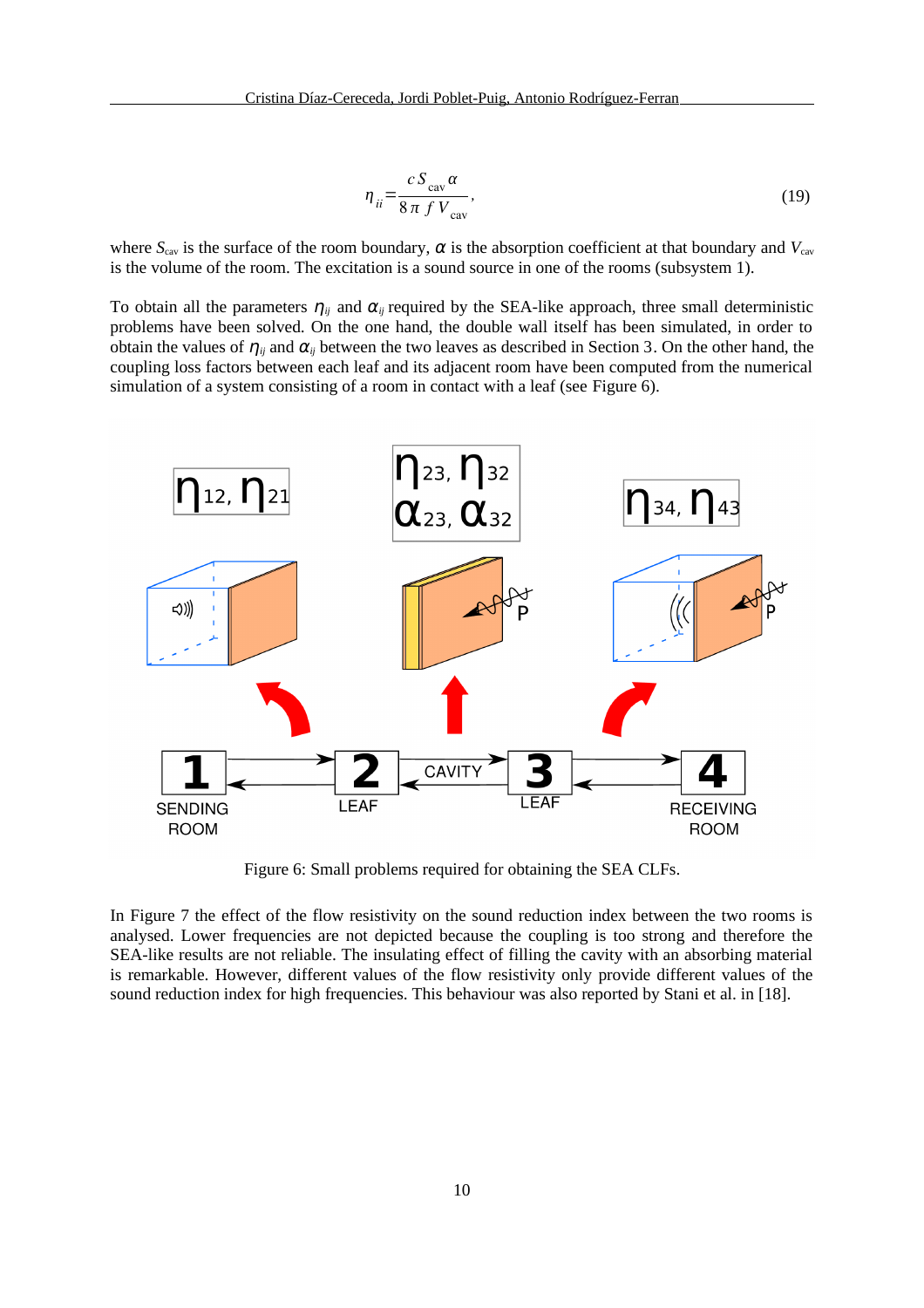$$\eta_{ii} = \frac{c\, S_{\mathrm{cav}}\, \alpha}{8\pi\, f\, V_{\mathrm{cav}}}, \tag{19}$$

where $S_{cav}$ is the surface of the room boundary, $\alpha$ is the absorption coefficient at that boundary and $V_{cav}$ is the volume of the room. The excitation is a sound source in one of the rooms (subsystem 1).

To obtain all the parameters $\eta_{ij}$ and $\alpha_{ij}$ required by the SEA-like approach, three small deterministic problems have been solved. On the one hand, the double wall itself has been simulated, in order to obtain the values of $\eta_{ij}$ and $\alpha_{ij}$ between the two leaves as described in Section 3. On the other hand, the coupling loss factors between each leaf and its adjacent room have been computed from the numerical simulation of a system consisting of a room in contact with a leaf (see Figure 6).

Figure 6: Small problems required for obtaining the SEA CLFs.

In Figure 7 the effect of the flow resistivity on the sound reduction index between the two rooms is analysed. Lower frequencies are not depicted because the coupling is too strong and therefore the SEA-like results are not reliable. The insulating effect of filling the cavity with an absorbing material is remarkable. However, different values of the flow resistivity only provide different values of the sound reduction index for high frequencies. This behaviour was also reported by Stani et al. in [18].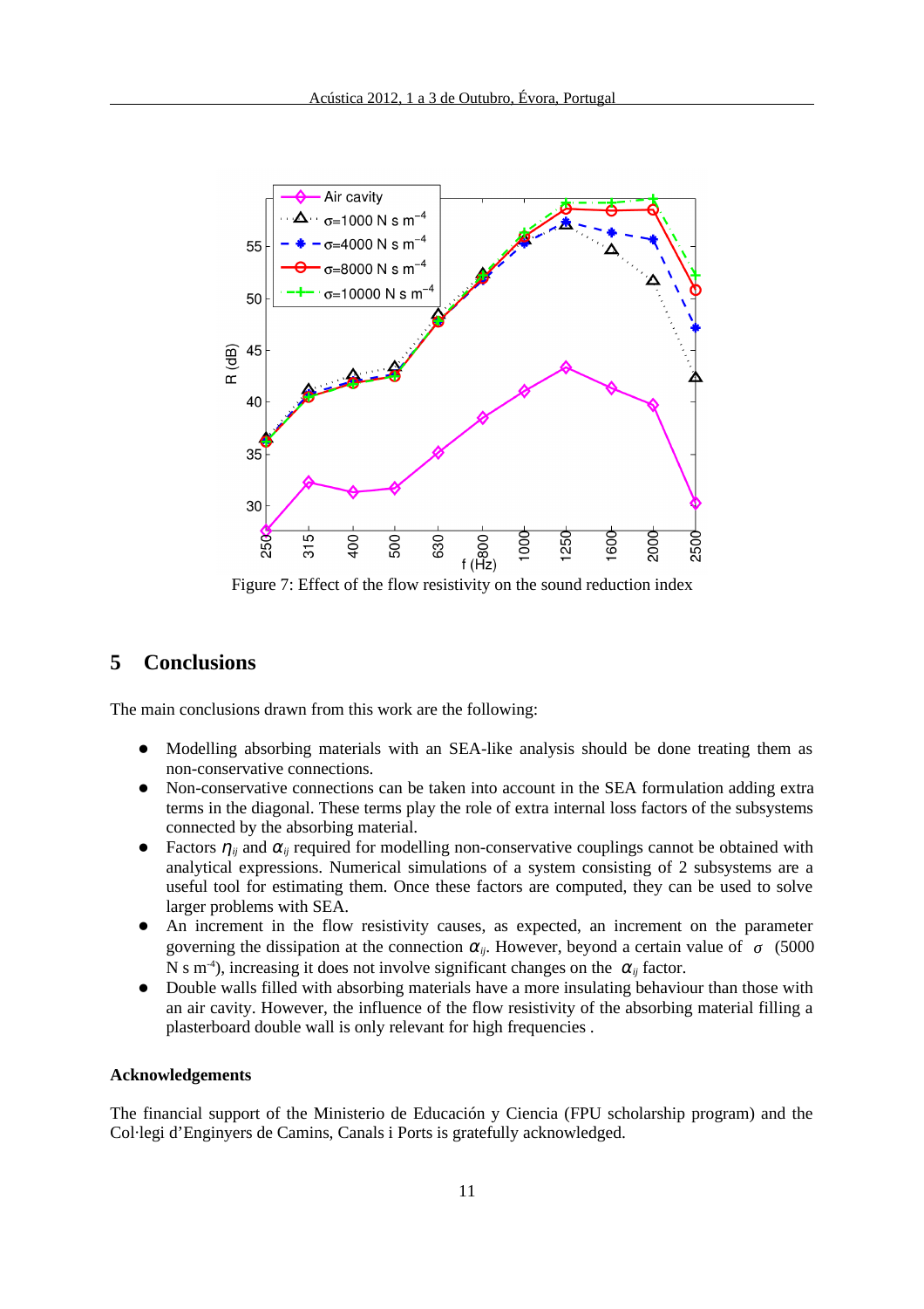Figure 7: Effect of the flow resistivity on the sound reduction index

## 5 Conclusions

The main conclusions drawn from this work are the following:

- Modelling absorbing materials with an SEA-like analysis should be done treating them as non-conservative connections.
- Non-conservative connections can be taken into account in the SEA formulation adding extra terms in the diagonal. These terms play the role of extra internal loss factors of the subsystems connected by the absorbing material.
- Factors $\eta_{ij}$ and $\alpha_{ij}$ required for modelling non-conservative couplings cannot be obtained with analytical expressions. Numerical simulations of a system consisting of 2 subsystems are a useful tool for estimating them. Once these factors are computed, they can be used to solve larger problems with SEA.
- An increment in the flow resistivity causes, as expected, an increment on the parameter governing the dissipation at the connection $\alpha_{ij}$. However, beyond a certain value of $\sigma$ (5000 N s m$^{-4}$), increasing it does not involve significant changes on the $\alpha_{ij}$ factor.
- Double walls filled with absorbing materials have a more insulating behaviour than those with an air cavity. However, the influence of the flow resistivity of the absorbing material filling a plasterboard double wall is only relevant for high frequencies .

**Acknowledgements**

The financial support of the Ministerio de Educación y Ciencia (FPU scholarship program) and the Col·legi d'Enginyers de Camins, Canals i Ports is gratefully acknowledged.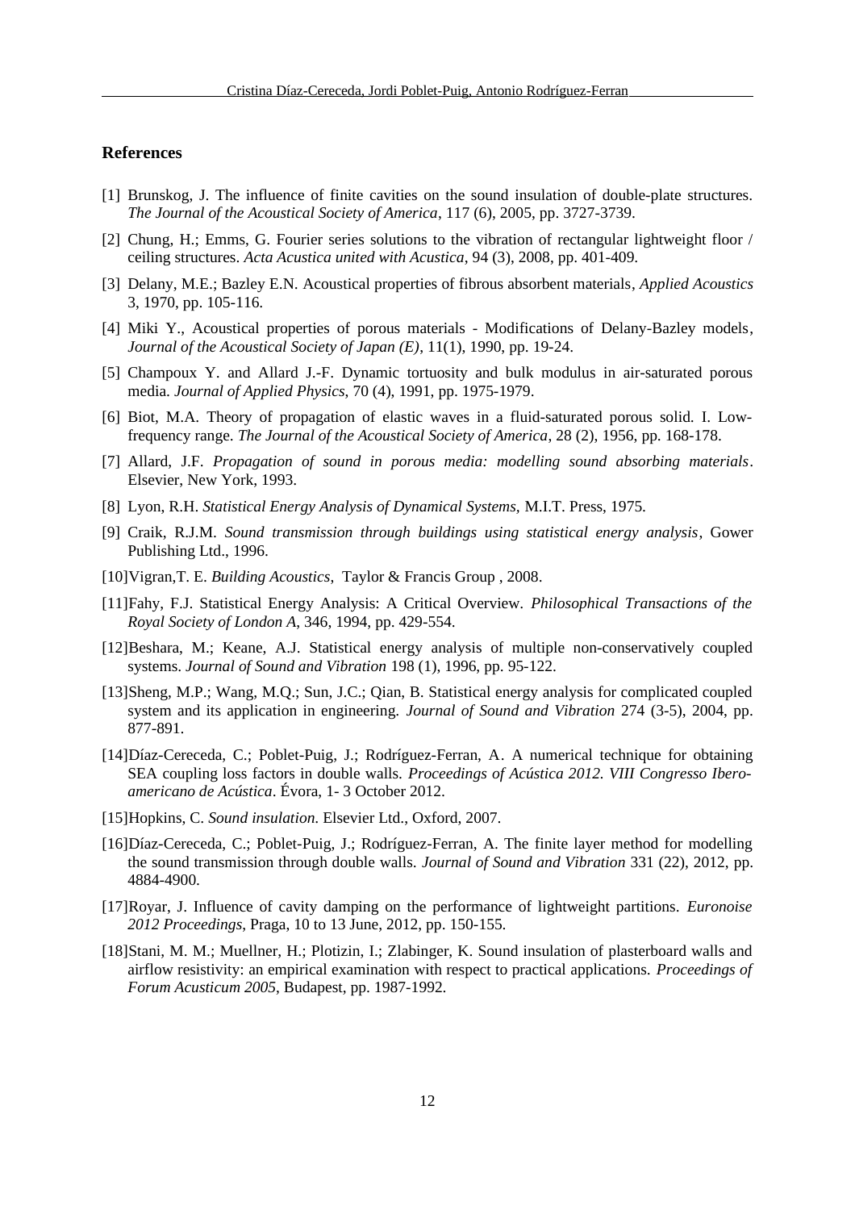## References

[1] Brunskog, J. The influence of finite cavities on the sound insulation of double-plate structures. *The Journal of the Acoustical Society of America*, 117 (6), 2005, pp. 3727-3739.

[2] Chung, H.; Emms, G. Fourier series solutions to the vibration of rectangular lightweight floor / ceiling structures. *Acta Acustica united with Acustica*, 94 (3), 2008, pp. 401-409.

[3] Delany, M.E.; Bazley E.N. Acoustical properties of fibrous absorbent materials, *Applied Acoustics* 3, 1970, pp. 105-116.

[4] Miki Y., Acoustical properties of porous materials - Modifications of Delany-Bazley models, *Journal of the Acoustical Society of Japan (E)*, 11(1), 1990, pp. 19-24.

[5] Champoux Y. and Allard J.-F. Dynamic tortuosity and bulk modulus in air-saturated porous media. *Journal of Applied Physics*, 70 (4), 1991, pp. 1975-1979.

[6] Biot, M.A. Theory of propagation of elastic waves in a fluid-saturated porous solid. I. Low-frequency range. *The Journal of the Acoustical Society of America*, 28 (2), 1956, pp. 168-178.

[7] Allard, J.F. *Propagation of sound in porous media: modelling sound absorbing materials*. Elsevier, New York, 1993.

[8] Lyon, R.H. *Statistical Energy Analysis of Dynamical Systems*, M.I.T. Press, 1975.

[9] Craik, R.J.M. *Sound transmission through buildings using statistical energy analysis*, Gower Publishing Ltd., 1996.

[10] Vigran,T. E. *Building Acoustics*, Taylor & Francis Group , 2008.

[11] Fahy, F.J. Statistical Energy Analysis: A Critical Overview. *Philosophical Transactions of the Royal Society of London A*, 346, 1994, pp. 429-554.

[12] Beshara, M.; Keane, A.J. Statistical energy analysis of multiple non-conservatively coupled systems. *Journal of Sound and Vibration* 198 (1), 1996, pp. 95-122.

[13] Sheng, M.P.; Wang, M.Q.; Sun, J.C.; Qian, B. Statistical energy analysis for complicated coupled system and its application in engineering. *Journal of Sound and Vibration* 274 (3-5), 2004, pp. 877-891.

[14] Díaz-Cereceda, C.; Poblet-Puig, J.; Rodríguez-Ferran, A. A numerical technique for obtaining SEA coupling loss factors in double walls. *Proceedings of Acústica 2012. VIII Congresso Ibero-americano de Acústica*. Évora, 1- 3 October 2012.

[15] Hopkins, C. *Sound insulation*. Elsevier Ltd., Oxford, 2007.

[16] Díaz-Cereceda, C.; Poblet-Puig, J.; Rodríguez-Ferran, A. The finite layer method for modelling the sound transmission through double walls. *Journal of Sound and Vibration* 331 (22), 2012, pp. 4884-4900.

[17] Royar, J. Influence of cavity damping on the performance of lightweight partitions. *Euronoise 2012 Proceedings*, Praga, 10 to 13 June, 2012, pp. 150-155.

[18] Stani, M. M.; Muellner, H.; Plotizin, I.; Zlabinger, K. Sound insulation of plasterboard walls and airflow resistivity: an empirical examination with respect to practical applications. *Proceedings of Forum Acusticum 2005*, Budapest, pp. 1987-1992.